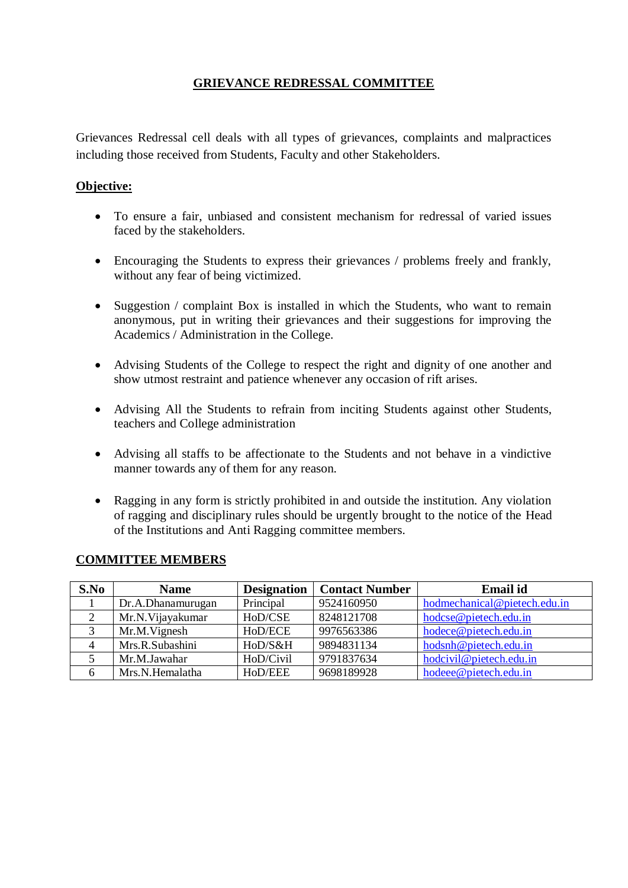# GRIEVANCE REDRESSAL COMMITTEE

Grievances Redressal cell deals with all types of grievances, complaints and malpractices including those received from Students, Faculty and other Stakeholders.

## Objective:

- To ensure a fair, unbiased and consistent mechanism for redressal of varied issues faced by the stakeholders.
- Encouraging the Students to express their grievances / problems freely and frankly, without any fear of being victimized.
- Suggestion / complaint Box is installed in which the Students, who want to remain anonymous, put in writing their grievances and their suggestions for improving the Academics / Administration in the College.
- Advising Students of the College to respect the right and dignity of one another and show utmost restraint and patience whenever any occasion of rift arises.
- Advising All the Students to refrain from inciting Students against other Students, teachers and College administration
- Advising all staffs to be affectionate to the Students and not behave in a vindictive manner towards any of them for any reason.
- Ragging in any form is strictly prohibited in and outside the institution. Any violation of ragging and disciplinary rules should be urgently brought to the notice of the Head of the Institutions and Anti Ragging committee members.

## COMMITTEE MEMBERS

| S.No | Name | Designation | Contact Number | Email id |
|---|---|---|---|---|
| 1 | Dr.A.Dhanamurugan | Principal | 9524160950 | hodmechanical@pietech.edu.in |
| 2 | Mr.N.Vijayakumar | HoD/CSE | 8248121708 | hodcse@pietech.edu.in |
| 3 | Mr.M.Vignesh | HoD/ECE | 9976563386 | hodece@pietech.edu.in |
| 4 | Mrs.R.Subashini | HoD/S&H | 9894831134 | hodsnh@pietech.edu.in |
| 5 | Mr.M.Jawahar | HoD/Civil | 9791837634 | hodcivil@pietech.edu.in |
| 6 | Mrs.N.Hemalatha | HoD/EEE | 9698189928 | hodeee@pietech.edu.in |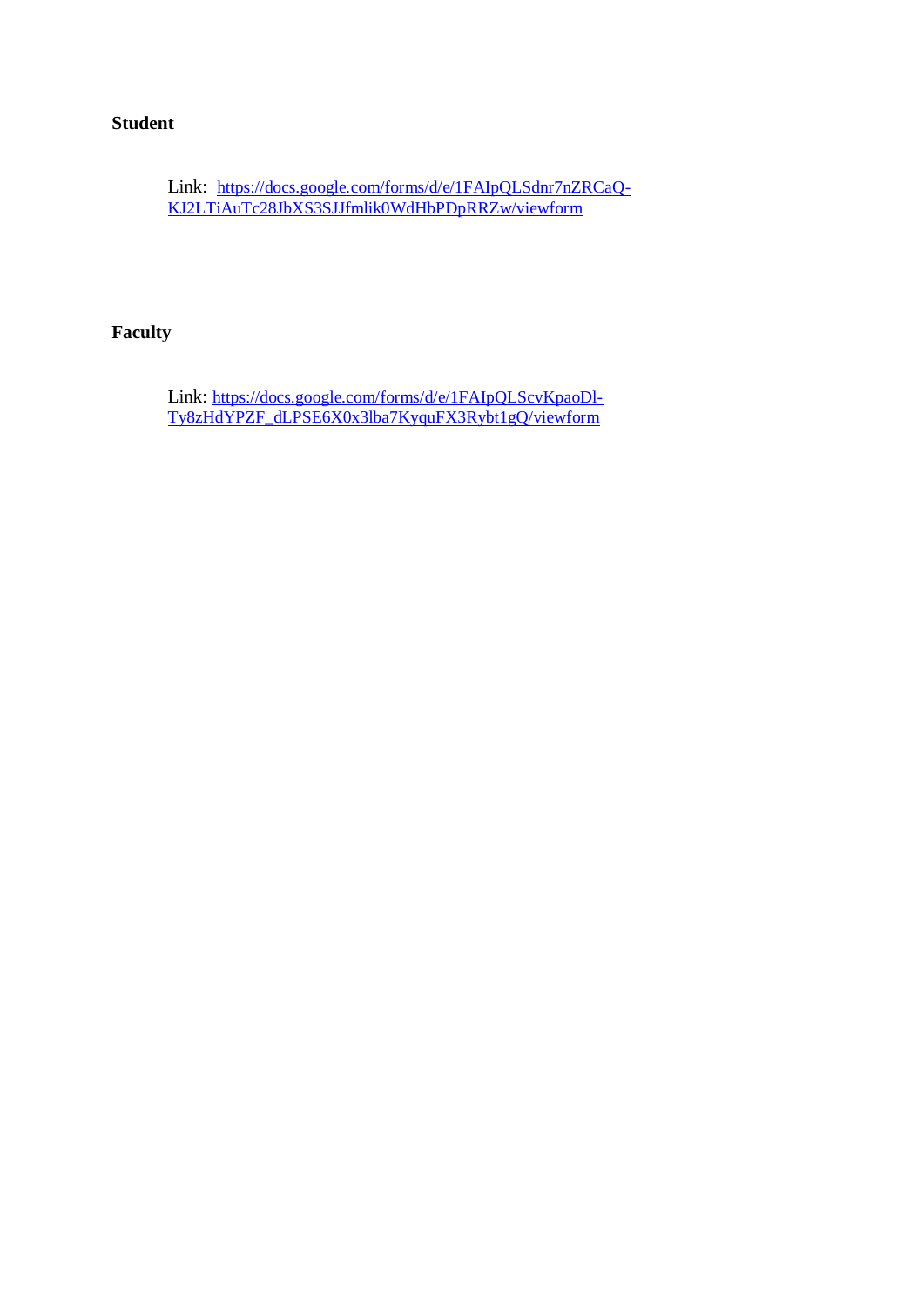**Student**

Link: https://docs.google.com/forms/d/e/1FAIpQLSdnr7nZRCaQ-KJ2LTiAuTc28JbXS3SJJfmlik0WdHbPDpRRZw/viewform

**Faculty**

Link: https://docs.google.com/forms/d/e/1FAIpQLScvKpaoDl-Ty8zHdYPZF_dLPSE6X0x3lba7KyquFX3Rybt1gQ/viewform